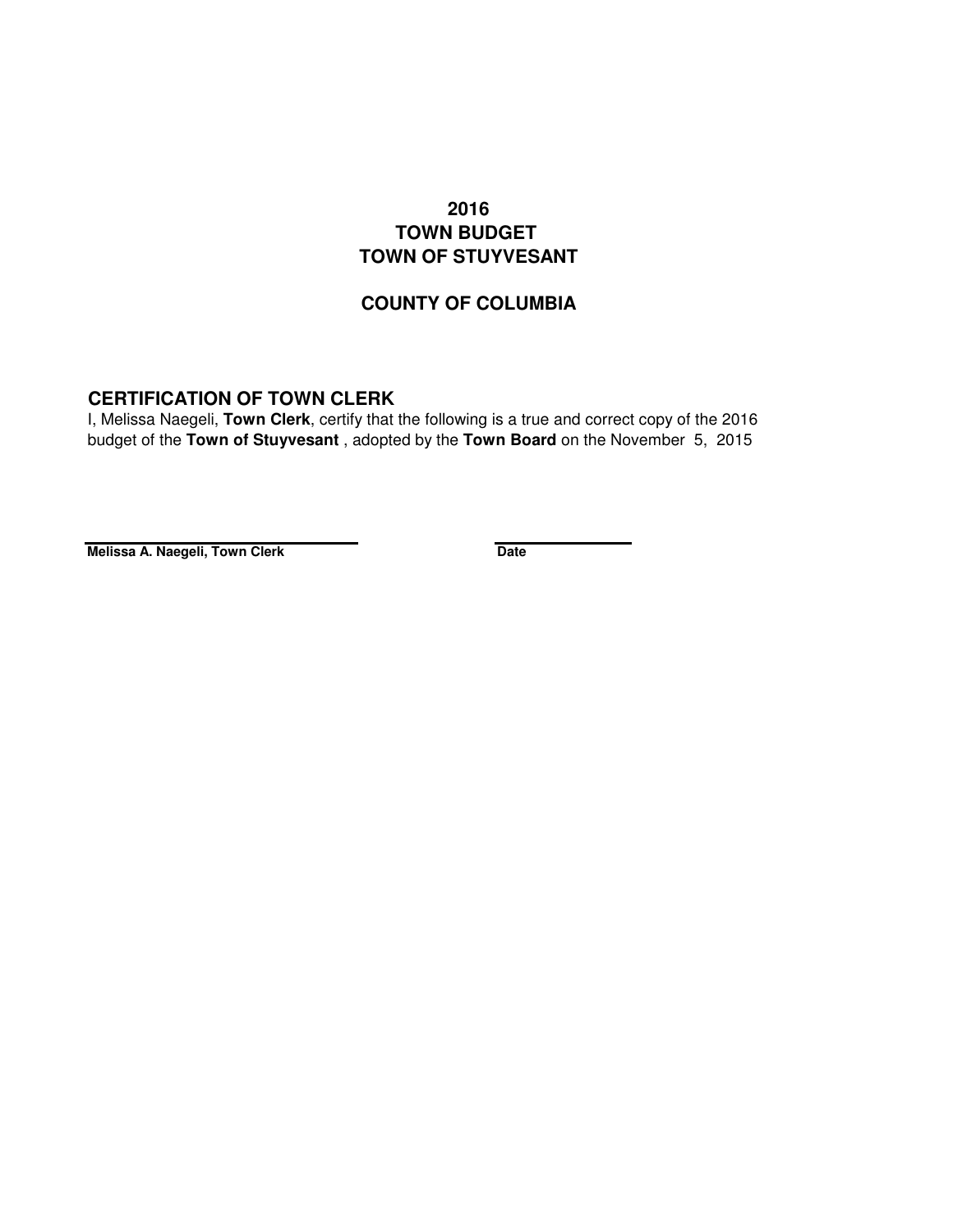# 2016
# TOWN BUDGET
# TOWN OF STUYVESANT

## COUNTY OF COLUMBIA

### CERTIFICATION OF TOWN CLERK

I, Melissa Naegeli, **Town Clerk**, certify that the following is a true and correct copy of the 2016 budget of the **Town of Stuyvesant** , adopted by the **Town Board** on the November 5, 2015

**Melissa A. Naegeli, Town Clerk** **Date**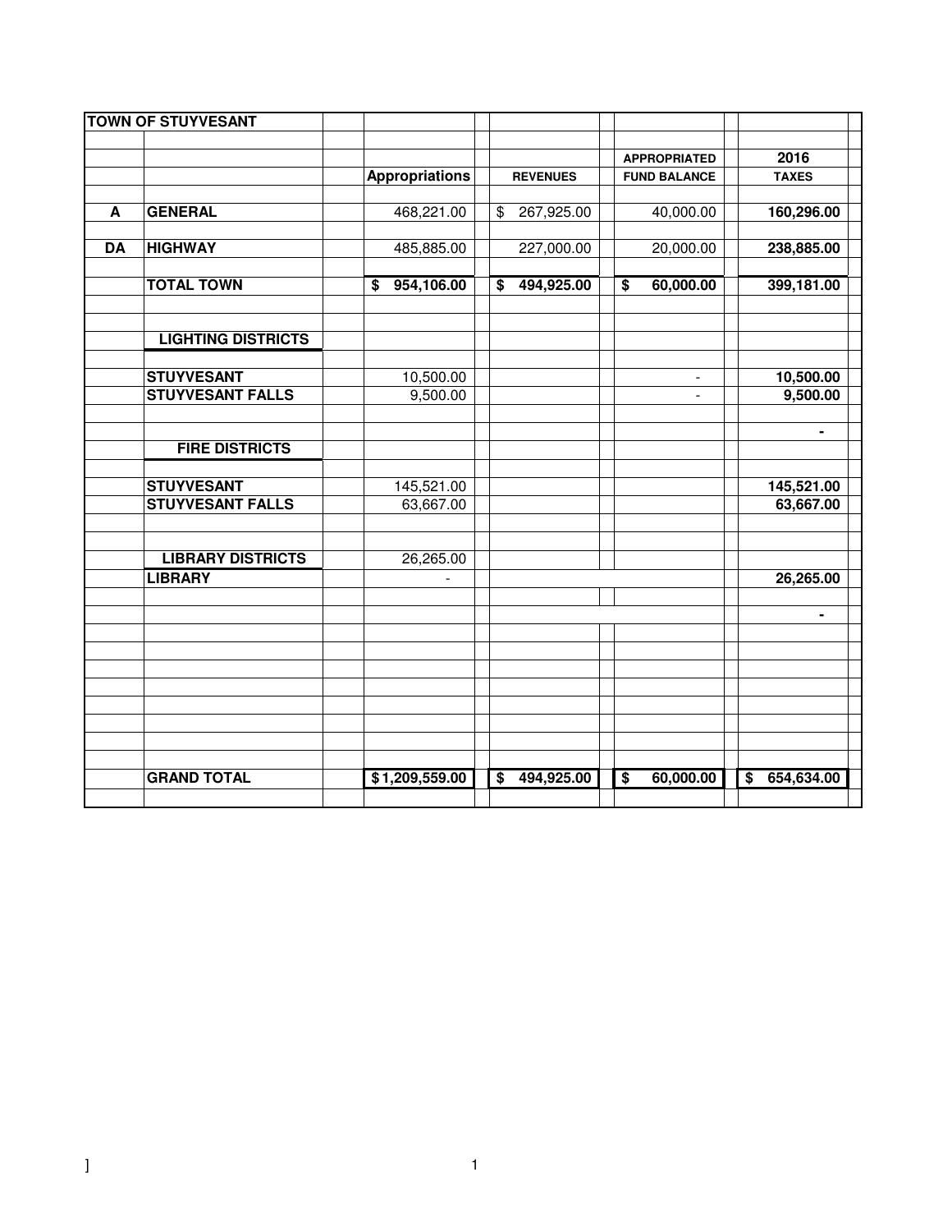| TOWN OF STUYVESANT | | | | | |
|---|---|---|---|---|---|
| | | | | APPROPRIATED | 2016 |
| | | Appropriations | REVENUES | FUND BALANCE | TAXES |
| A | GENERAL | 468,221.00 | $ 267,925.00 | 40,000.00 | **160,296.00** |
| DA | HIGHWAY | 485,885.00 | 227,000.00 | 20,000.00 | **238,885.00** |
| | **TOTAL TOWN** | **$ 954,106.00** | **$ 494,925.00** | **$ 60,000.00** | **399,181.00** |
| | **LIGHTING DISTRICTS** | | | | |
| | **STUYVESANT** | 10,500.00 | | - | **10,500.00** |
| | **STUYVESANT FALLS** | 9,500.00 | | - | **9,500.00** |
| | | | | | **-** |
| | **FIRE DISTRICTS** | | | | |
| | **STUYVESANT** | 145,521.00 | | | **145,521.00** |
| | **STUYVESANT FALLS** | 63,667.00 | | | **63,667.00** |
| | **LIBRARY DISTRICTS** | 26,265.00 | | | |
| | **LIBRARY** | - | | | **26,265.00** |
| | | | | | **-** |
| | **GRAND TOTAL** | **$1,209,559.00** | **$ 494,925.00** | **$ 60,000.00** | **$ 654,634.00** |

]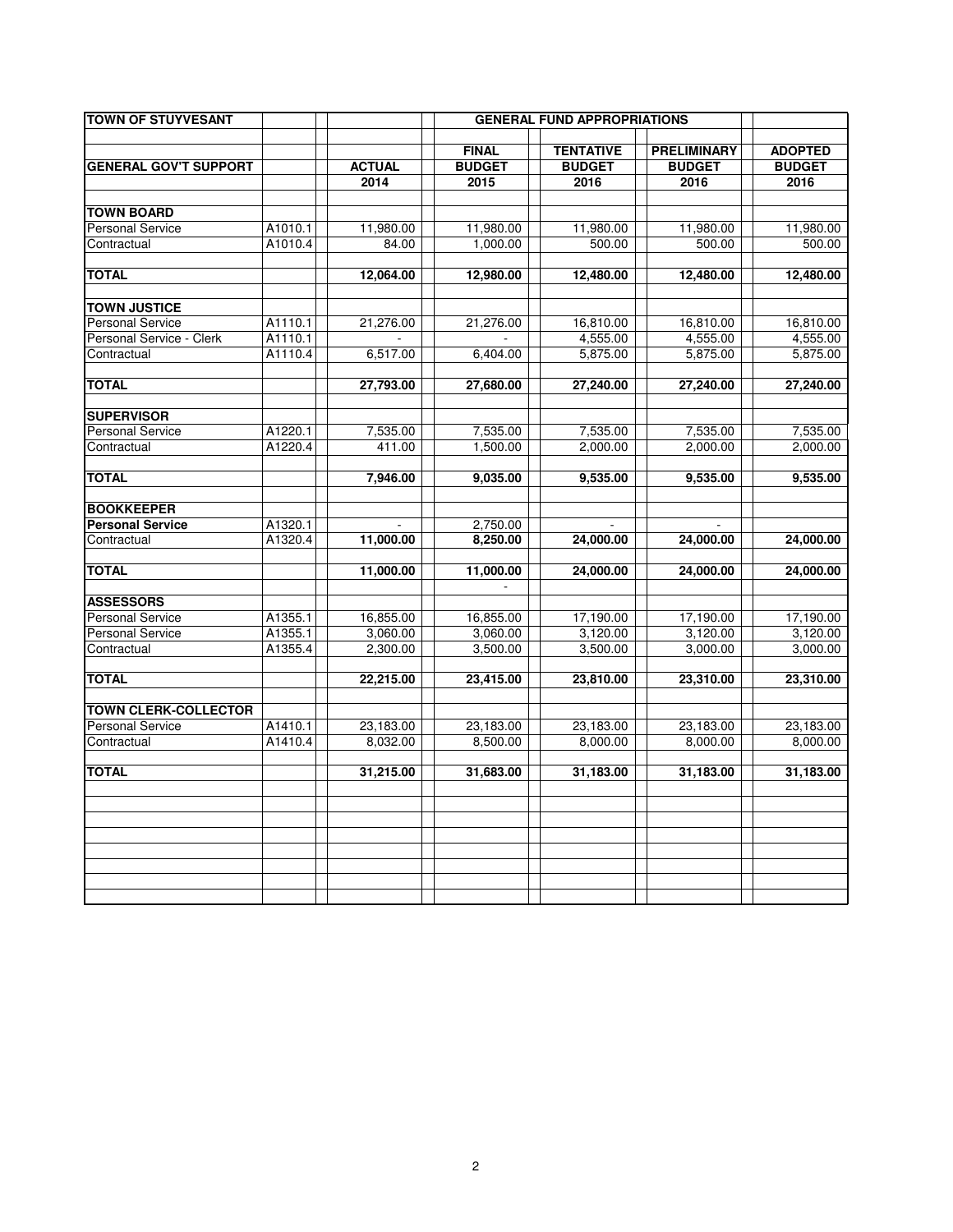| TOWN OF STUYVESANT | | | GENERAL FUND APPROPRIATIONS | | | |
|---|---|---|---|---|---|---|
| | | | **FINAL** | **TENTATIVE** | **PRELIMINARY** | **ADOPTED** |
| **GENERAL GOV'T SUPPORT** | | **ACTUAL** | **BUDGET** | **BUDGET** | **BUDGET** | **BUDGET** |
| | | **2014** | **2015** | **2016** | **2016** | **2016** |
| **TOWN BOARD** | | | | | | |
| Personal Service | A1010.1 | 11,980.00 | 11,980.00 | 11,980.00 | 11,980.00 | 11,980.00 |
| Contractual | A1010.4 | 84.00 | 1,000.00 | 500.00 | 500.00 | 500.00 |
| **TOTAL** | | **12,064.00** | **12,980.00** | **12,480.00** | **12,480.00** | **12,480.00** |
| **TOWN JUSTICE** | | | | | | |
| Personal Service | A1110.1 | 21,276.00 | 21,276.00 | 16,810.00 | 16,810.00 | 16,810.00 |
| Personal Service - Clerk | A1110.1 | - | - | 4,555.00 | 4,555.00 | 4,555.00 |
| Contractual | A1110.4 | 6,517.00 | 6,404.00 | 5,875.00 | 5,875.00 | 5,875.00 |
| **TOTAL** | | **27,793.00** | **27,680.00** | **27,240.00** | **27,240.00** | **27,240.00** |
| **SUPERVISOR** | | | | | | |
| Personal Service | A1220.1 | 7,535.00 | 7,535.00 | 7,535.00 | 7,535.00 | 7,535.00 |
| Contractual | A1220.4 | 411.00 | 1,500.00 | 2,000.00 | 2,000.00 | 2,000.00 |
| **TOTAL** | | **7,946.00** | **9,035.00** | **9,535.00** | **9,535.00** | **9,535.00** |
| **BOOKKEEPER** | | | | | | |
| **Personal Service** | A1320.1 | - | 2,750.00 | - | - | |
| Contractual | A1320.4 | **11,000.00** | 8,250.00 | **24,000.00** | **24,000.00** | **24,000.00** |
| **TOTAL** | | **11,000.00** | **11,000.00** | **24,000.00** | **24,000.00** | **24,000.00** |
| | | | - | | | |
| **ASSESSORS** | | | | | | |
| Personal Service | A1355.1 | 16,855.00 | 16,855.00 | 17,190.00 | 17,190.00 | 17,190.00 |
| Personal Service | A1355.1 | 3,060.00 | 3,060.00 | 3,120.00 | 3,120.00 | 3,120.00 |
| Contractual | A1355.4 | 2,300.00 | 3,500.00 | 3,500.00 | 3,000.00 | 3,000.00 |
| **TOTAL** | | **22,215.00** | **23,415.00** | **23,810.00** | **23,310.00** | **23,310.00** |
| **TOWN CLERK-COLLECTOR** | | | | | | |
| Personal Service | A1410.1 | 23,183.00 | 23,183.00 | 23,183.00 | 23,183.00 | 23,183.00 |
| Contractual | A1410.4 | 8,032.00 | 8,500.00 | 8,000.00 | 8,000.00 | 8,000.00 |
| **TOTAL** | | **31,215.00** | **31,683.00** | **31,183.00** | **31,183.00** | **31,183.00** |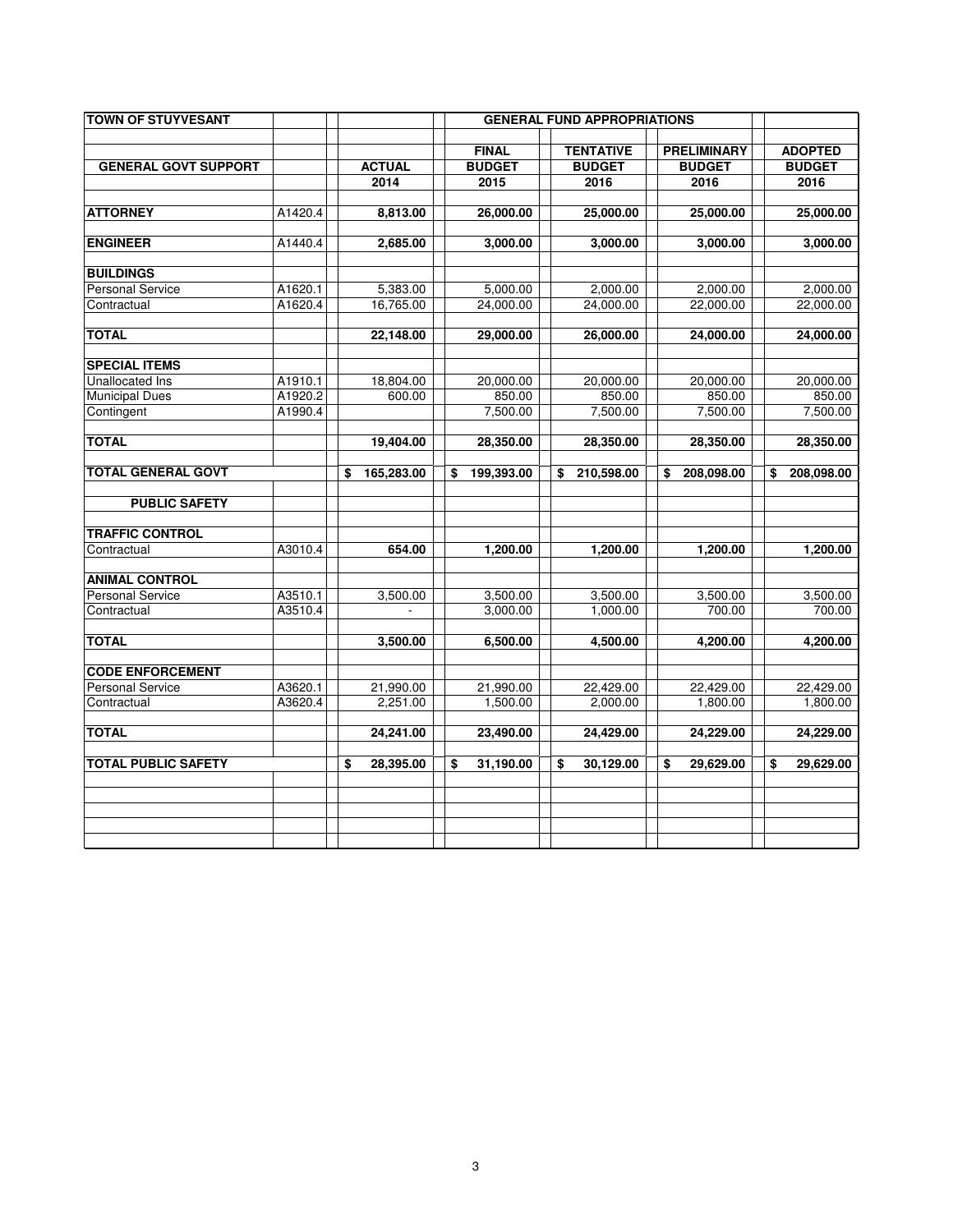| TOWN OF STUYVESANT | | | GENERAL FUND APPROPRIATIONS | | | |
|---|---|---|---|---|---|---|
| | | | **FINAL** | **TENTATIVE** | **PRELIMINARY** | **ADOPTED** |
| **GENERAL GOVT SUPPORT** | | **ACTUAL** | **BUDGET** | **BUDGET** | **BUDGET** | **BUDGET** |
| | | **2014** | **2015** | **2016** | **2016** | **2016** |
| **ATTORNEY** | A1420.4 | **8,813.00** | **26,000.00** | **25,000.00** | **25,000.00** | **25,000.00** |
| **ENGINEER** | A1440.4 | **2,685.00** | **3,000.00** | **3,000.00** | **3,000.00** | **3,000.00** |
| **BUILDINGS** | | | | | | |
| Personal Service | A1620.1 | 5,383.00 | 5,000.00 | 2,000.00 | 2,000.00 | 2,000.00 |
| Contractual | A1620.4 | 16,765.00 | 24,000.00 | 24,000.00 | 22,000.00 | 22,000.00 |
| **TOTAL** | | **22,148.00** | **29,000.00** | **26,000.00** | **24,000.00** | **24,000.00** |
| **SPECIAL ITEMS** | | | | | | |
| Unallocated Ins | A1910.1 | 18,804.00 | 20,000.00 | 20,000.00 | 20,000.00 | 20,000.00 |
| Municipal Dues | A1920.2 | 600.00 | 850.00 | 850.00 | 850.00 | 850.00 |
| Contingent | A1990.4 | | 7,500.00 | 7,500.00 | 7,500.00 | 7,500.00 |
| **TOTAL** | | **19,404.00** | **28,350.00** | **28,350.00** | **28,350.00** | **28,350.00** |
| **TOTAL GENERAL GOVT** | | **$ 165,283.00** | **$ 199,393.00** | **$ 210,598.00** | **$ 208,098.00** | **$ 208,098.00** |
| **PUBLIC SAFETY** | | | | | | |
| **TRAFFIC CONTROL** | | | | | | |
| Contractual | A3010.4 | **654.00** | **1,200.00** | **1,200.00** | **1,200.00** | **1,200.00** |
| **ANIMAL CONTROL** | | | | | | |
| Personal Service | A3510.1 | 3,500.00 | 3,500.00 | 3,500.00 | 3,500.00 | 3,500.00 |
| Contractual | A3510.4 | - | 3,000.00 | 1,000.00 | 700.00 | 700.00 |
| **TOTAL** | | **3,500.00** | **6,500.00** | **4,500.00** | **4,200.00** | **4,200.00** |
| **CODE ENFORCEMENT** | | | | | | |
| Personal Service | A3620.1 | 21,990.00 | 21,990.00 | 22,429.00 | 22,429.00 | 22,429.00 |
| Contractual | A3620.4 | 2,251.00 | 1,500.00 | 2,000.00 | 1,800.00 | 1,800.00 |
| **TOTAL** | | **24,241.00** | **23,490.00** | **24,429.00** | **24,229.00** | **24,229.00** |
| **TOTAL PUBLIC SAFETY** | | **$ 28,395.00** | **$ 31,190.00** | **$ 30,129.00** | **$ 29,629.00** | **$ 29,629.00** |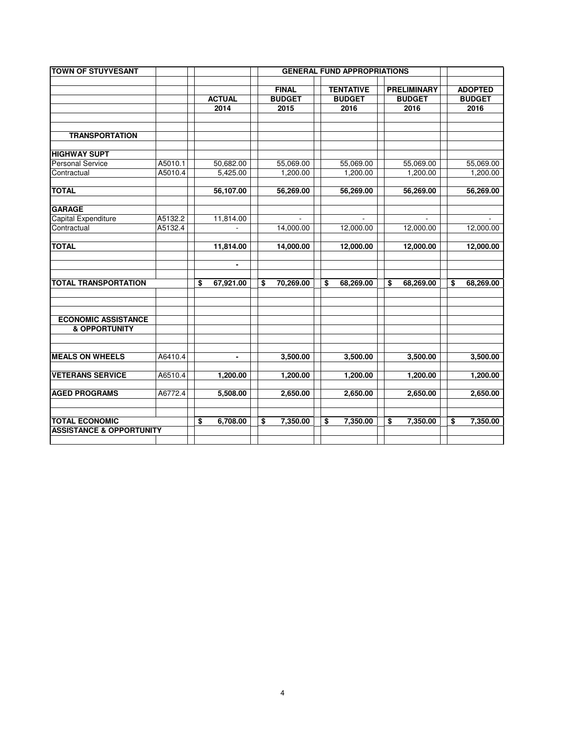| TOWN OF STUYVESANT | | GENERAL FUND APPROPRIATIONS | | | | |
|---|---|---|---|---|---|---|
| | | | **FINAL** | **TENTATIVE** | **PRELIMINARY** | **ADOPTED** |
| | | **ACTUAL** | **BUDGET** | **BUDGET** | **BUDGET** | **BUDGET** |
| | | **2014** | **2015** | **2016** | **2016** | **2016** |
| **TRANSPORTATION** | | | | | | |
| **HIGHWAY SUPT** | | | | | | |
| Personal Service | A5010.1 | 50,682.00 | 55,069.00 | 55,069.00 | 55,069.00 | 55,069.00 |
| Contractual | A5010.4 | 5,425.00 | 1,200.00 | 1,200.00 | 1,200.00 | 1,200.00 |
| **TOTAL** | | **56,107.00** | **56,269.00** | **56,269.00** | **56,269.00** | **56,269.00** |
| **GARAGE** | | | | | | |
| Capital Expenditure | A5132.2 | 11,814.00 | - | - | - | - |
| Contractual | A5132.4 | - | 14,000.00 | 12,000.00 | 12,000.00 | 12,000.00 |
| **TOTAL** | | **11,814.00** | **14,000.00** | **12,000.00** | **12,000.00** | **12,000.00** |
| | | **-** | | | | |
| **TOTAL TRANSPORTATION** | | **$ 67,921.00** | **$ 70,269.00** | **$ 68,269.00** | **$ 68,269.00** | **$ 68,269.00** |
| **ECONOMIC ASSISTANCE & OPPORTUNITY** | | | | | | |
| **MEALS ON WHEELS** | A6410.4 | **-** | **3,500.00** | **3,500.00** | **3,500.00** | **3,500.00** |
| **VETERANS SERVICE** | A6510.4 | **1,200.00** | **1,200.00** | **1,200.00** | **1,200.00** | **1,200.00** |
| **AGED PROGRAMS** | A6772.4 | **5,508.00** | **2,650.00** | **2,650.00** | **2,650.00** | **2,650.00** |
| **TOTAL ECONOMIC ASSISTANCE & OPPORTUNITY** | | **$ 6,708.00** | **$ 7,350.00** | **$ 7,350.00** | **$ 7,350.00** | **$ 7,350.00** |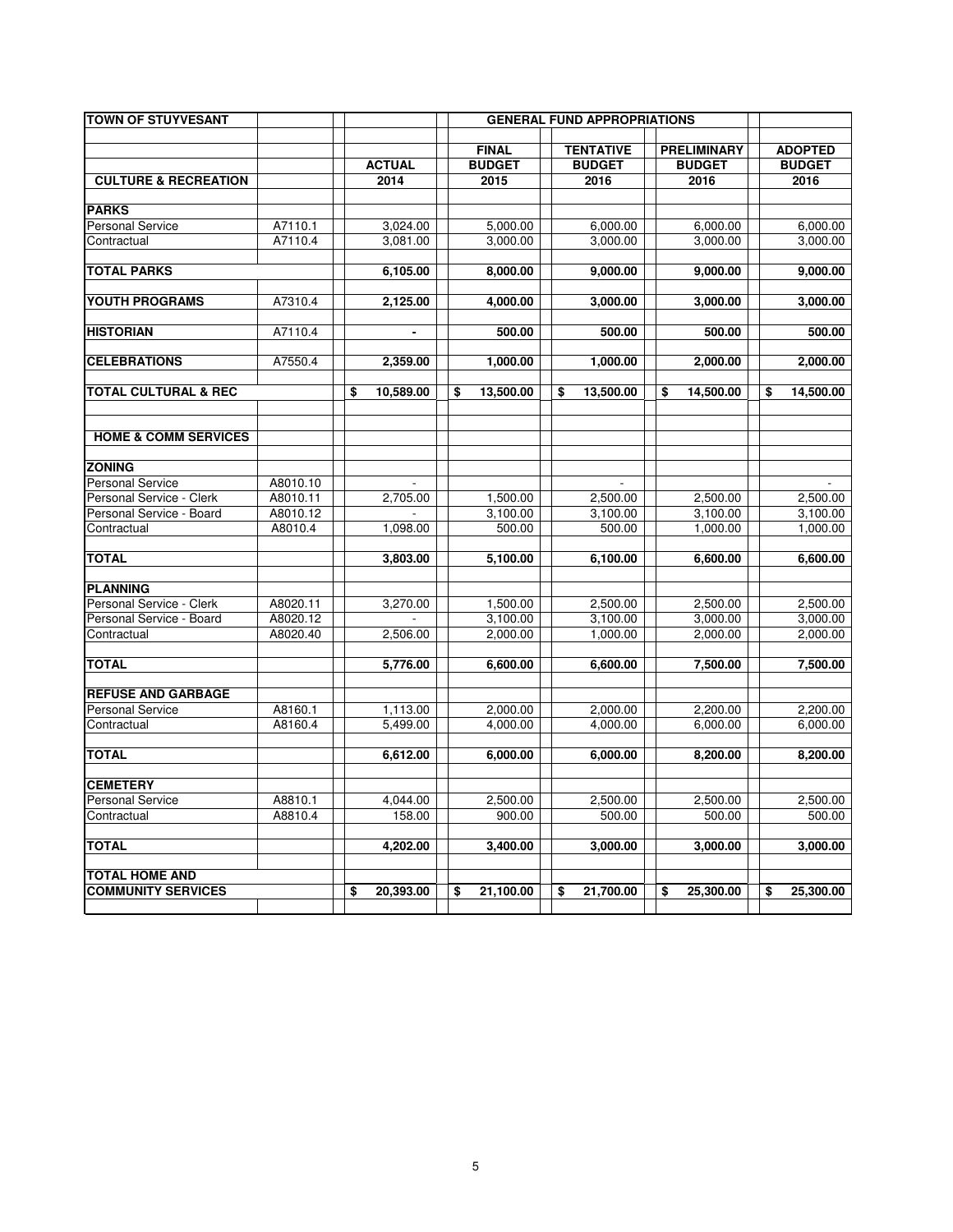| TOWN OF STUYVESANT | | | GENERAL FUND APPROPRIATIONS | | | |
|---|---|---|---|---|---|---|
| | | | FINAL | TENTATIVE | PRELIMINARY | ADOPTED |
| | | ACTUAL | BUDGET | BUDGET | BUDGET | BUDGET |
| **CULTURE & RECREATION** | | 2014 | 2015 | 2016 | 2016 | 2016 |
| **PARKS** | | | | | | |
| Personal Service | A7110.1 | 3,024.00 | 5,000.00 | 6,000.00 | 6,000.00 | 6,000.00 |
| Contractual | A7110.4 | 3,081.00 | 3,000.00 | 3,000.00 | 3,000.00 | 3,000.00 |
| **TOTAL PARKS** | | **6,105.00** | **8,000.00** | **9,000.00** | **9,000.00** | **9,000.00** |
| **YOUTH PROGRAMS** | A7310.4 | **2,125.00** | **4,000.00** | **3,000.00** | **3,000.00** | **3,000.00** |
| **HISTORIAN** | A7110.4 | **-** | **500.00** | **500.00** | **500.00** | **500.00** |
| **CELEBRATIONS** | A7550.4 | **2,359.00** | **1,000.00** | **1,000.00** | **2,000.00** | **2,000.00** |
| **TOTAL CULTURAL & REC** | | **$ 10,589.00** | **$ 13,500.00** | **$ 13,500.00** | **$ 14,500.00** | **$ 14,500.00** |
| **HOME & COMM SERVICES** | | | | | | |
| **ZONING** | | | | | | |
| Personal Service | A8010.10 | - | | - | | - |
| Personal Service - Clerk | A8010.11 | 2,705.00 | 1,500.00 | 2,500.00 | 2,500.00 | 2,500.00 |
| Personal Service - Board | A8010.12 | - | 3,100.00 | 3,100.00 | 3,100.00 | 3,100.00 |
| Contractual | A8010.4 | 1,098.00 | 500.00 | 500.00 | 1,000.00 | 1,000.00 |
| **TOTAL** | | **3,803.00** | **5,100.00** | **6,100.00** | **6,600.00** | **6,600.00** |
| **PLANNING** | | | | | | |
| Personal Service - Clerk | A8020.11 | 3,270.00 | 1,500.00 | 2,500.00 | 2,500.00 | 2,500.00 |
| Personal Service - Board | A8020.12 | - | 3,100.00 | 3,100.00 | 3,000.00 | 3,000.00 |
| Contractual | A8020.40 | 2,506.00 | 2,000.00 | 1,000.00 | 2,000.00 | 2,000.00 |
| **TOTAL** | | **5,776.00** | **6,600.00** | **6,600.00** | **7,500.00** | **7,500.00** |
| **REFUSE AND GARBAGE** | | | | | | |
| Personal Service | A8160.1 | 1,113.00 | 2,000.00 | 2,000.00 | 2,200.00 | 2,200.00 |
| Contractual | A8160.4 | 5,499.00 | 4,000.00 | 4,000.00 | 6,000.00 | 6,000.00 |
| **TOTAL** | | **6,612.00** | **6,000.00** | **6,000.00** | **8,200.00** | **8,200.00** |
| **CEMETERY** | | | | | | |
| Personal Service | A8810.1 | 4,044.00 | 2,500.00 | 2,500.00 | 2,500.00 | 2,500.00 |
| Contractual | A8810.4 | 158.00 | 900.00 | 500.00 | 500.00 | 500.00 |
| **TOTAL** | | **4,202.00** | **3,400.00** | **3,000.00** | **3,000.00** | **3,000.00** |
| **TOTAL HOME AND COMMUNITY SERVICES** | | **$ 20,393.00** | **$ 21,100.00** | **$ 21,700.00** | **$ 25,300.00** | **$ 25,300.00** |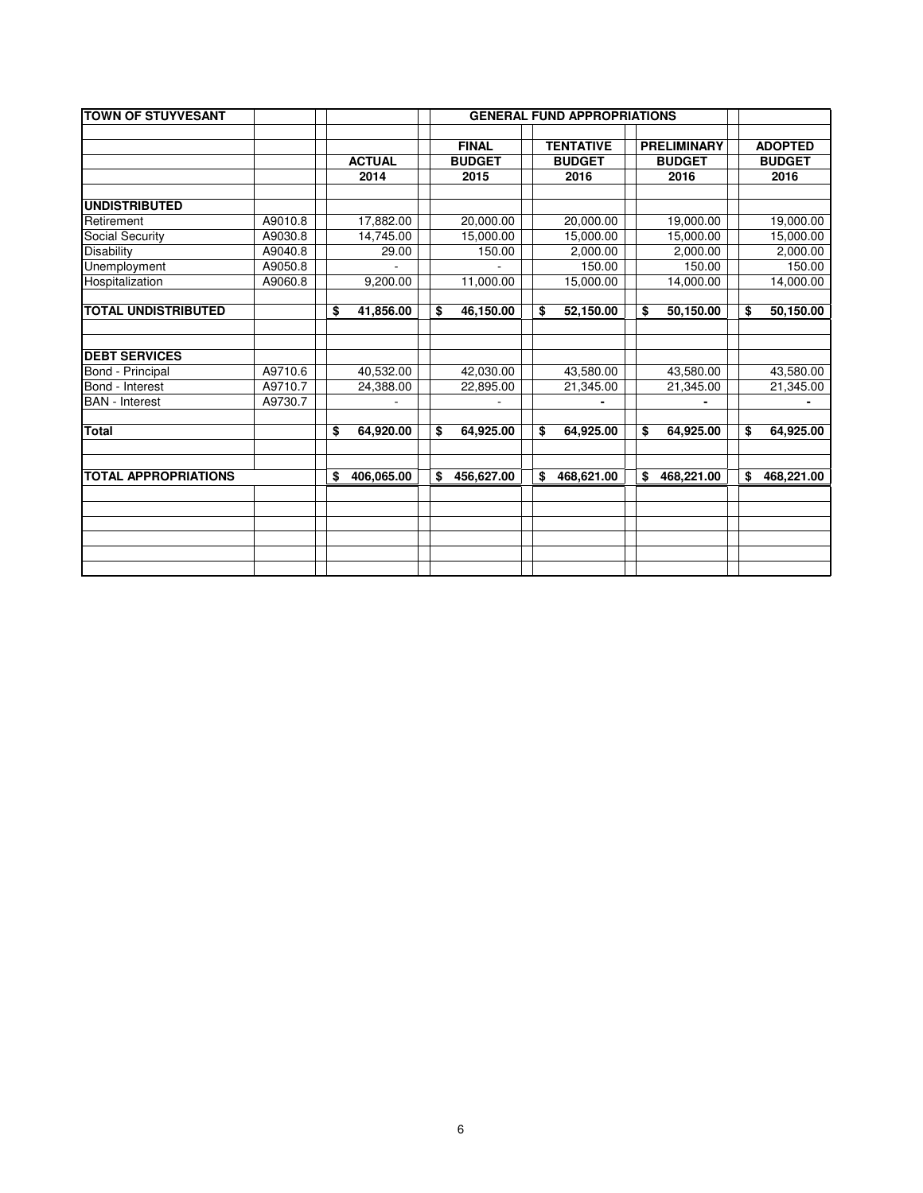| TOWN OF STUYVESANT | | GENERAL FUND APPROPRIATIONS | | | | |
|---|---|---|---|---|---|---|
| | | ACTUAL 2014 | FINAL BUDGET 2015 | TENTATIVE BUDGET 2016 | PRELIMINARY BUDGET 2016 | ADOPTED BUDGET 2016 |
| **UNDISTRIBUTED** | | | | | | |
| Retirement | A9010.8 | 17,882.00 | 20,000.00 | 20,000.00 | 19,000.00 | 19,000.00 |
| Social Security | A9030.8 | 14,745.00 | 15,000.00 | 15,000.00 | 15,000.00 | 15,000.00 |
| Disability | A9040.8 | 29.00 | 150.00 | 2,000.00 | 2,000.00 | 2,000.00 |
| Unemployment | A9050.8 | - | - | 150.00 | 150.00 | 150.00 |
| Hospitalization | A9060.8 | 9,200.00 | 11,000.00 | 15,000.00 | 14,000.00 | 14,000.00 |
| **TOTAL UNDISTRIBUTED** | | **$ 41,856.00** | **$ 46,150.00** | **$ 52,150.00** | **$ 50,150.00** | **$ 50,150.00** |
| **DEBT SERVICES** | | | | | | |
| Bond - Principal | A9710.6 | 40,532.00 | 42,030.00 | 43,580.00 | 43,580.00 | 43,580.00 |
| Bond - Interest | A9710.7 | 24,388.00 | 22,895.00 | 21,345.00 | 21,345.00 | 21,345.00 |
| BAN - Interest | A9730.7 | - | - | - | - | - |
| **Total** | | **$ 64,920.00** | **$ 64,925.00** | **$ 64,925.00** | **$ 64,925.00** | **$ 64,925.00** |
| **TOTAL APPROPRIATIONS** | | **$ 406,065.00** | **$ 456,627.00** | **$ 468,621.00** | **$ 468,221.00** | **$ 468,221.00** |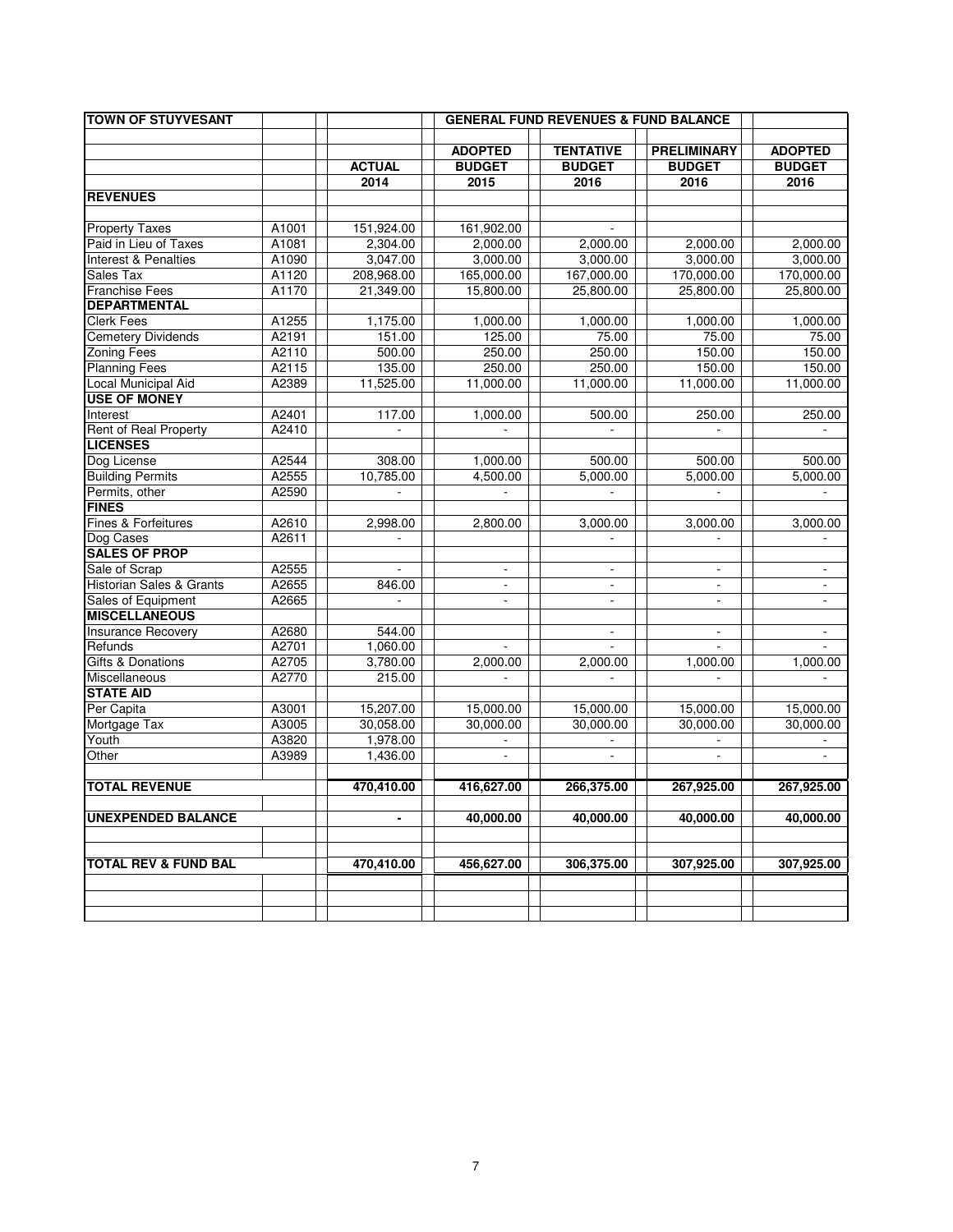| TOWN OF STUYVESANT | | | GENERAL FUND REVENUES & FUND BALANCE | | | |
|---|---|---|---|---|---|---|
| | | **ACTUAL** | **ADOPTED BUDGET** | **TENTATIVE BUDGET** | **PRELIMINARY BUDGET** | **ADOPTED BUDGET** |
| | | **2014** | **2015** | **2016** | **2016** | **2016** |
| **REVENUES** | | | | | | |
| Property Taxes | A1001 | 151,924.00 | 161,902.00 | - | | |
| Paid in Lieu of Taxes | A1081 | 2,304.00 | 2,000.00 | 2,000.00 | 2,000.00 | 2,000.00 |
| Interest & Penalties | A1090 | 3,047.00 | 3,000.00 | 3,000.00 | 3,000.00 | 3,000.00 |
| Sales Tax | A1120 | 208,968.00 | 165,000.00 | 167,000.00 | 170,000.00 | 170,000.00 |
| Franchise Fees | A1170 | 21,349.00 | 15,800.00 | 25,800.00 | 25,800.00 | 25,800.00 |
| **DEPARTMENTAL** | | | | | | |
| Clerk Fees | A1255 | 1,175.00 | 1,000.00 | 1,000.00 | 1,000.00 | 1,000.00 |
| Cemetery Dividends | A2191 | 151.00 | 125.00 | 75.00 | 75.00 | 75.00 |
| Zoning Fees | A2110 | 500.00 | 250.00 | 250.00 | 150.00 | 150.00 |
| Planning Fees | A2115 | 135.00 | 250.00 | 250.00 | 150.00 | 150.00 |
| Local Municipal Aid | A2389 | 11,525.00 | 11,000.00 | 11,000.00 | 11,000.00 | 11,000.00 |
| **USE OF MONEY** | | | | | | |
| Interest | A2401 | 117.00 | 1,000.00 | 500.00 | 250.00 | 250.00 |
| Rent of Real Property | A2410 | - | - | - | - | - |
| **LICENSES** | | | | | | |
| Dog License | A2544 | 308.00 | 1,000.00 | 500.00 | 500.00 | 500.00 |
| Building Permits | A2555 | 10,785.00 | 4,500.00 | 5,000.00 | 5,000.00 | 5,000.00 |
| Permits, other | A2590 | - | - | - | - | - |
| **FINES** | | | | | | |
| Fines & Forfeitures | A2610 | 2,998.00 | 2,800.00 | 3,000.00 | 3,000.00 | 3,000.00 |
| Dog Cases | A2611 | - | | - | - | - |
| **SALES OF PROP** | | | | | | |
| Sale of Scrap | A2555 | - | - | - | - | - |
| Historian Sales & Grants | A2655 | 846.00 | - | - | - | - |
| Sales of Equipment | A2665 | - | - | - | - | - |
| **MISCELLANEOUS** | | | | | | |
| Insurance Recovery | A2680 | 544.00 | | - | - | - |
| Refunds | A2701 | 1,060.00 | - | - | - | - |
| Gifts & Donations | A2705 | 3,780.00 | 2,000.00 | 2,000.00 | 1,000.00 | 1,000.00 |
| Miscellaneous | A2770 | 215.00 | - | - | - | - |
| **STATE AID** | | | | | | |
| Per Capita | A3001 | 15,207.00 | 15,000.00 | 15,000.00 | 15,000.00 | 15,000.00 |
| Mortgage Tax | A3005 | 30,058.00 | 30,000.00 | 30,000.00 | 30,000.00 | 30,000.00 |
| Youth | A3820 | 1,978.00 | - | - | - | - |
| Other | A3989 | 1,436.00 | - | - | - | - |
| **TOTAL REVENUE** | | **470,410.00** | **416,627.00** | **266,375.00** | **267,925.00** | **267,925.00** |
| **UNEXPENDED BALANCE** | | **-** | **40,000.00** | **40,000.00** | **40,000.00** | **40,000.00** |
| **TOTAL REV & FUND BAL** | | **470,410.00** | **456,627.00** | **306,375.00** | **307,925.00** | **307,925.00** |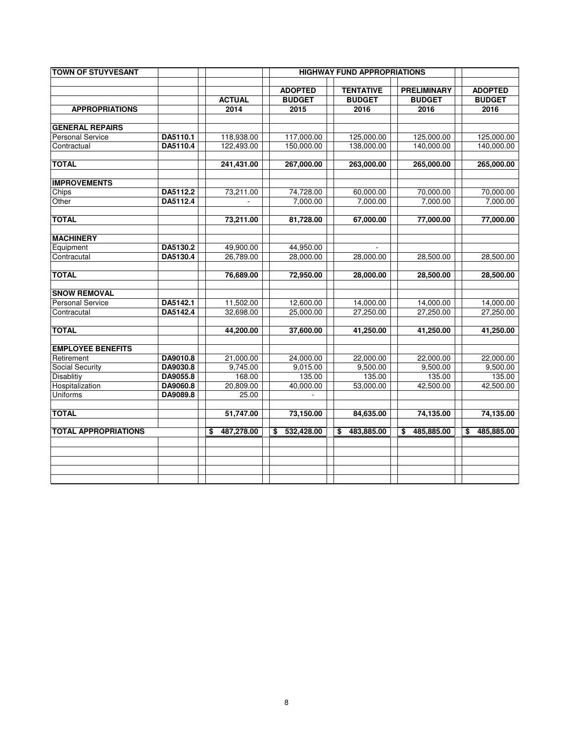| TOWN OF STUYVESANT | | | HIGHWAY FUND APPROPRIATIONS | | | |
|---|---|---|---|---|---|---|
| | | | ADOPTED | TENTATIVE | PRELIMINARY | ADOPTED |
| | | ACTUAL | BUDGET | BUDGET | BUDGET | BUDGET |
| **APPROPRIATIONS** | | 2014 | 2015 | 2016 | 2016 | 2016 |
| **GENERAL REPAIRS** | | | | | | |
| Personal Service | DA5110.1 | 118,938.00 | 117,000.00 | 125,000.00 | 125,000.00 | 125,000.00 |
| Contractual | DA5110.4 | 122,493.00 | 150,000.00 | 138,000.00 | 140,000.00 | 140,000.00 |
| **TOTAL** | | 241,431.00 | 267,000.00 | 263,000.00 | 265,000.00 | 265,000.00 |
| **IMPROVEMENTS** | | | | | | |
| Chips | DA5112.2 | 73,211.00 | 74,728.00 | 60,000.00 | 70,000.00 | 70,000.00 |
| Other | DA5112.4 | - | 7,000.00 | 7,000.00 | 7,000.00 | 7,000.00 |
| **TOTAL** | | 73,211.00 | 81,728.00 | 67,000.00 | 77,000.00 | 77,000.00 |
| **MACHINERY** | | | | | | |
| Equipment | DA5130.2 | 49,900.00 | 44,950.00 | - | | |
| Contracautal | DA5130.4 | 26,789.00 | 28,000.00 | 28,000.00 | 28,500.00 | 28,500.00 |
| **TOTAL** | | 76,689.00 | 72,950.00 | 28,000.00 | 28,500.00 | 28,500.00 |
| **SNOW REMOVAL** | | | | | | |
| Personal Service | DA5142.1 | 11,502.00 | 12,600.00 | 14,000.00 | 14,000.00 | 14,000.00 |
| Contracautal | DA5142.4 | 32,698.00 | 25,000.00 | 27,250.00 | 27,250.00 | 27,250.00 |
| **TOTAL** | | 44,200.00 | 37,600.00 | 41,250.00 | 41,250.00 | 41,250.00 |
| **EMPLOYEE BENEFITS** | | | | | | |
| Retirement | DA9010.8 | 21,000.00 | 24,000.00 | 22,000.00 | 22,000.00 | 22,000.00 |
| Social Security | DA9030.8 | 9,745.00 | 9,015.00 | 9,500.00 | 9,500.00 | 9,500.00 |
| Disablitiy | DA9055.8 | 168.00 | 135.00 | 135.00 | 135.00 | 135.00 |
| Hospitalization | DA9060.8 | 20,809.00 | 40,000.00 | 53,000.00 | 42,500.00 | 42,500.00 |
| Uniforms | DA9089.8 | 25.00 | - | | | |
| **TOTAL** | | 51,747.00 | 73,150.00 | 84,635.00 | 74,135.00 | 74,135.00 |
| **TOTAL APPROPRIATIONS** | | $ 487,278.00 | $ 532,428.00 | $ 483,885.00 | $ 485,885.00 | $ 485,885.00 |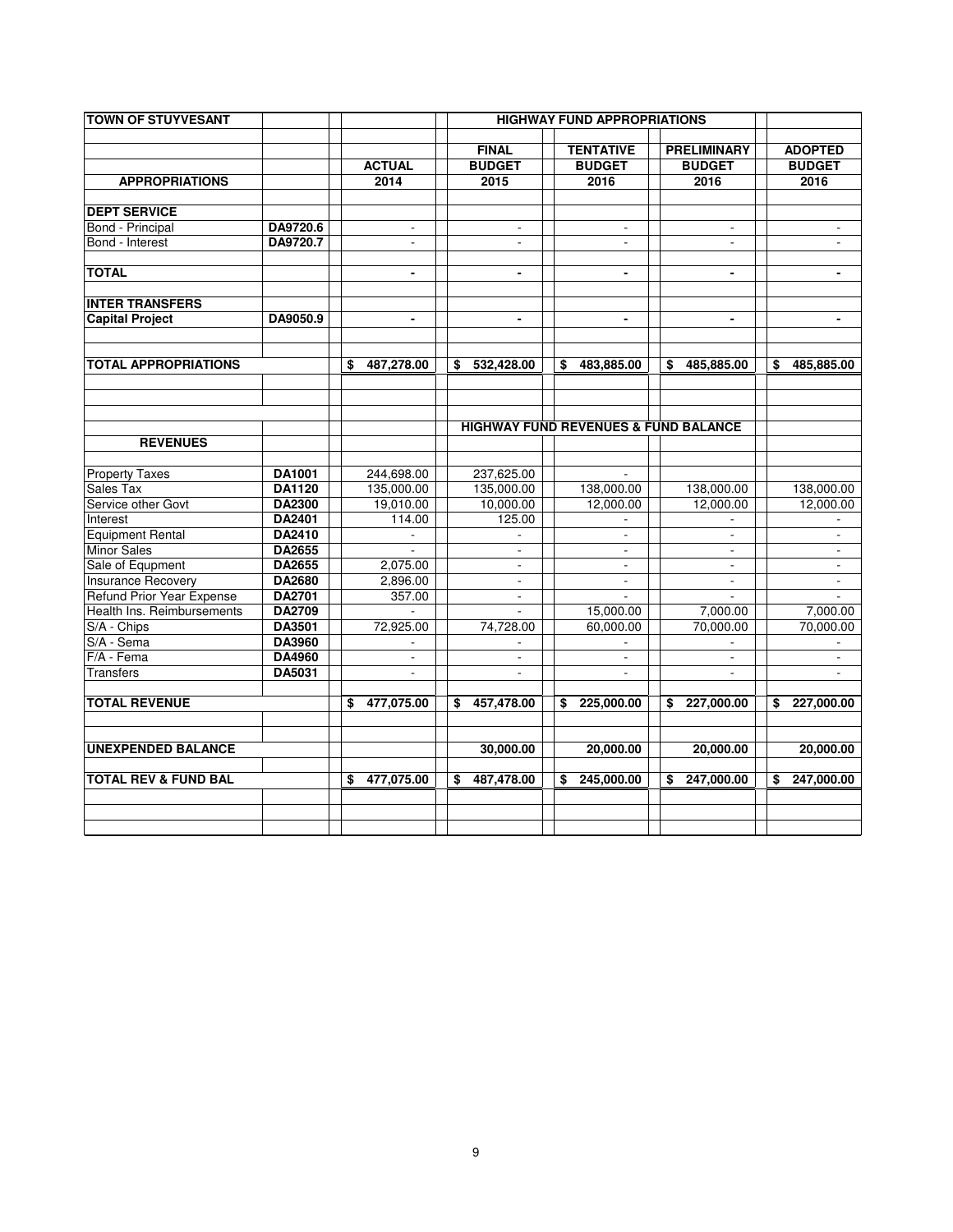| TOWN OF STUYVESANT | | HIGHWAY FUND APPROPRIATIONS | | | | |
|---|---|---|---|---|---|---|
| | | | FINAL | TENTATIVE | PRELIMINARY | ADOPTED |
| | | ACTUAL | BUDGET | BUDGET | BUDGET | BUDGET |
| **APPROPRIATIONS** | | 2014 | 2015 | 2016 | 2016 | 2016 |
| **DEPT SERVICE** | | | | | | |
| Bond - Principal | DA9720.6 | - | - | - | - | - |
| Bond - Interest | DA9720.7 | - | - | - | - | - |
| **TOTAL** | | - | - | - | - | - |
| **INTER TRANSFERS** | | | | | | |
| **Capital Project** | DA9050.9 | - | - | - | - | - |
| **TOTAL APPROPRIATIONS** | | $ 487,278.00 | $ 532,428.00 | $ 483,885.00 | $ 485,885.00 | $ 485,885.00 |
| | | | HIGHWAY FUND REVENUES & FUND BALANCE | | | |
| **REVENUES** | | | | | | |
| Property Taxes | DA1001 | 244,698.00 | 237,625.00 | - | | |
| Sales Tax | DA1120 | 135,000.00 | 135,000.00 | 138,000.00 | 138,000.00 | 138,000.00 |
| Service other Govt | DA2300 | 19,010.00 | 10,000.00 | 12,000.00 | 12,000.00 | 12,000.00 |
| Interest | DA2401 | 114.00 | 125.00 | - | - | - |
| Equipment Rental | DA2410 | - | - | - | - | - |
| Minor Sales | DA2655 | - | - | - | - | - |
| Sale of Equpment | DA2655 | 2,075.00 | - | - | - | - |
| Insurance Recovery | DA2680 | 2,896.00 | - | - | - | - |
| Refund Prior Year Expense | DA2701 | 357.00 | - | - | - | - |
| Health Ins. Reimbursements | DA2709 | - | - | 15,000.00 | 7,000.00 | 7,000.00 |
| S/A - Chips | DA3501 | 72,925.00 | 74,728.00 | 60,000.00 | 70,000.00 | 70,000.00 |
| S/A - Sema | DA3960 | - | - | - | - | - |
| F/A - Fema | DA4960 | - | - | - | - | - |
| Transfers | DA5031 | - | - | - | - | - |
| **TOTAL REVENUE** | | $ 477,075.00 | $ 457,478.00 | $ 225,000.00 | $ 227,000.00 | $ 227,000.00 |
| **UNEXPENDED BALANCE** | | | 30,000.00 | 20,000.00 | 20,000.00 | 20,000.00 |
| **TOTAL REV & FUND BAL** | | $ 477,075.00 | $ 487,478.00 | $ 245,000.00 | $ 247,000.00 | $ 247,000.00 |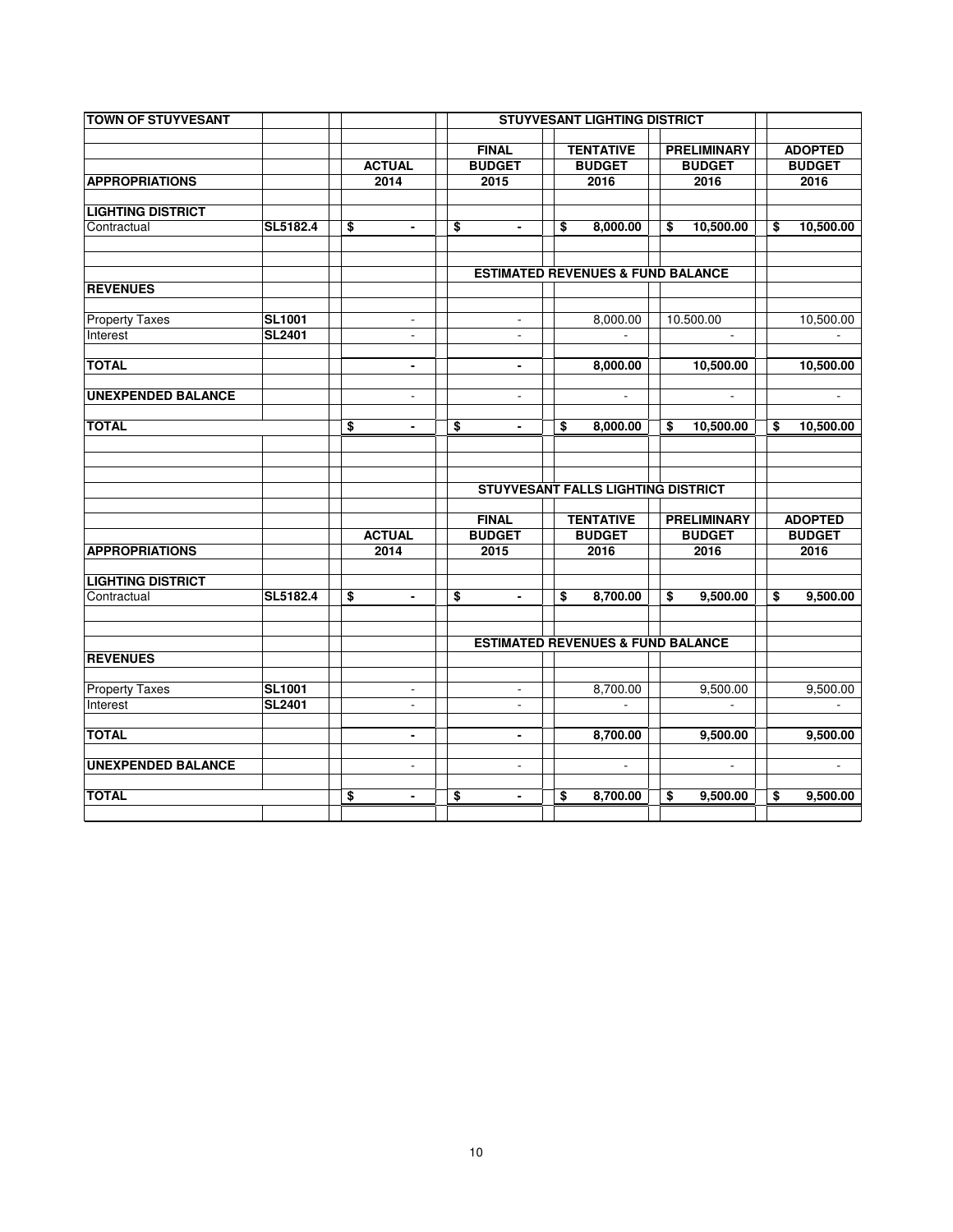| TOWN OF STUYVESANT | | STUYVESANT LIGHTING DISTRICT | | | | |
|---|---|---|---|---|---|---|
| | | | FINAL | TENTATIVE | PRELIMINARY | ADOPTED |
| | | ACTUAL | BUDGET | BUDGET | BUDGET | BUDGET |
| **APPROPRIATIONS** | | 2014 | 2015 | 2016 | 2016 | 2016 |
| **LIGHTING DISTRICT** | | | | | | |
| Contractual | SL5182.4 | $ - | $ - | $ 8,000.00 | $ 10,500.00 | $ 10,500.00 |
| | | | **ESTIMATED REVENUES & FUND BALANCE** | | | |
| **REVENUES** | | | | | | |
| Property Taxes | SL1001 | - | - | 8,000.00 | 10.500.00 | 10,500.00 |
| Interest | SL2401 | - | - | - | - | - |
| **TOTAL** | | - | - | 8,000.00 | 10,500.00 | 10,500.00 |
| **UNEXPENDED BALANCE** | | - | - | - | - | - |
| **TOTAL** | | $ - | $ - | $ 8,000.00 | $ 10,500.00 | $ 10,500.00 |

| | | STUYVESANT FALLS LIGHTING DISTRICT | | | | |
|---|---|---|---|---|---|---|
| | | | FINAL | TENTATIVE | PRELIMINARY | ADOPTED |
| | | ACTUAL | BUDGET | BUDGET | BUDGET | BUDGET |
| **APPROPRIATIONS** | | 2014 | 2015 | 2016 | 2016 | 2016 |
| **LIGHTING DISTRICT** | | | | | | |
| Contractual | SL5182.4 | $ - | $ - | $ 8,700.00 | $ 9,500.00 | $ 9,500.00 |
| | | | **ESTIMATED REVENUES & FUND BALANCE** | | | |
| **REVENUES** | | | | | | |
| Property Taxes | SL1001 | - | - | 8,700.00 | 9,500.00 | 9,500.00 |
| Interest | SL2401 | - | - | - | - | - |
| **TOTAL** | | - | - | 8,700.00 | 9,500.00 | 9,500.00 |
| **UNEXPENDED BALANCE** | | - | - | - | - | - |
| **TOTAL** | | $ - | $ - | $ 8,700.00 | $ 9,500.00 | $ 9,500.00 |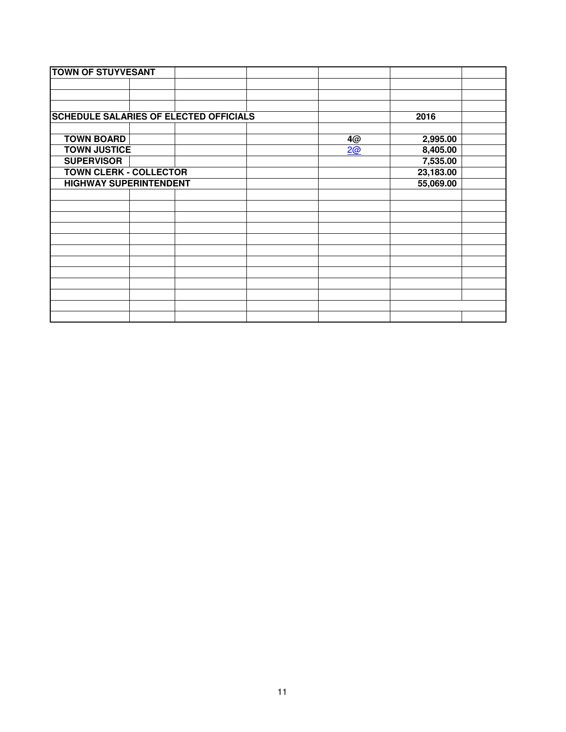**TOWN OF STUYVESANT**

**SCHEDULE SALARIES OF ELECTED OFFICIALS**

| | | |
|---|---|---|
| | | **2016** |
| **TOWN BOARD** | **4@** | **2,995.00** |
| **TOWN JUSTICE** | **2@** | **8,405.00** |
| **SUPERVISOR** | | **7,535.00** |
| **TOWN CLERK - COLLECTOR** | | **23,183.00** |
| **HIGHWAY SUPERINTENDENT** | | **55,069.00** |